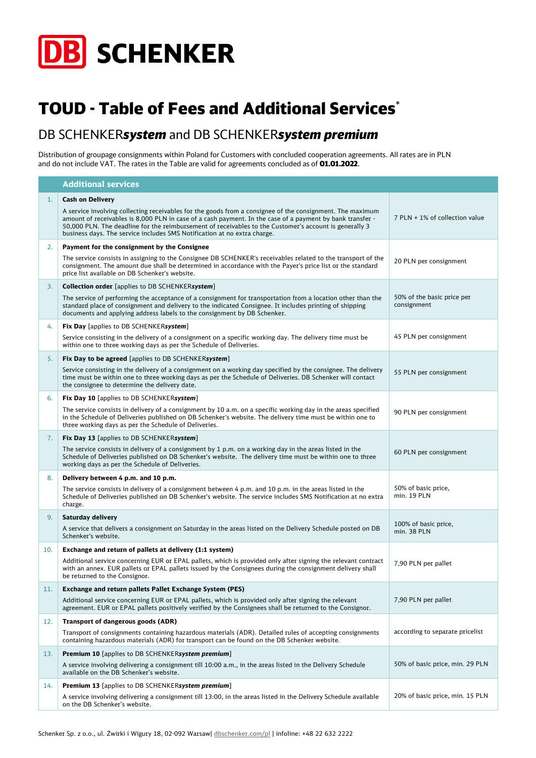# DB SCHENKER

# TOUD - Table of Fees and Additional Services*

## DB SCHENKER***system*** and DB SCHENKER***system premium***

Distribution of groupage consignments within Poland for Customers with concluded cooperation agreements. All rates are in PLN and do not include VAT. The rates in the Table are valid for agreements concluded as of **01.01.2022**.

| | Additional services | |
|---|---|---|
| 1. | **Cash on Delivery**<br>A service involving collecting receivables for the goods from a consignee of the consignment. The maximum amount of receivables is 8,000 PLN in case of a cash payment. In the case of a payment by bank transfer - 50,000 PLN. The deadline for the reimbursement of receivables to the Customer's account is generally 3 business days. The service includes SMS Notification at no extra charge. | 7 PLN + 1% of collection value |
| 2. | **Payment for the consignment by the Consignee**<br>The service consists in assigning to the Consignee DB SCHENKER's receivables related to the transport of the consignment. The amount due shall be determined in accordance with the Payer's price list or the standard price list available on DB Schenker's website. | 20 PLN per consignment |
| 3. | **Collection order** [applies to DB SCHENKER***system***]<br>The service of performing the acceptance of a consignment for transportation from a location other than the standard place of consignment and delivery to the indicated Consignee. It includes printing of shipping documents and applying address labels to the consignment by DB Schenker. | 50% of the basic price per consignment |
| 4. | **Fix Day** [applies to DB SCHENKER***system***]<br>Service consisting in the delivery of a consignment on a specific working day. The delivery time must be within one to three working days as per the Schedule of Deliveries. | 45 PLN per consignment |
| 5. | **Fix Day to be agreed** [applies to DB SCHENKER***system***]<br>Service consisting in the delivery of a consignment on a working day specified by the consignee. The delivery time must be within one to three working days as per the Schedule of Deliveries. DB Schenker will contact the consignee to determine the delivery date. | 55 PLN per consignment |
| 6. | **Fix Day 10** [applies to DB SCHENKER***system***]<br>The service consists in delivery of a consignment by 10 a.m. on a specific working day in the areas specified in the Schedule of Deliveries published on DB Schenker's website. The delivery time must be within one to three working days as per the Schedule of Deliveries. | 90 PLN per consignment |
| 7. | **Fix Day 13** [applies to DB SCHENKER***system***]<br>The service consists in delivery of a consignment by 1 p.m. on a working day in the areas listed in the Schedule of Deliveries published on DB Schenker's website. The delivery time must be within one to three working days as per the Schedule of Deliveries. | 60 PLN per consignment |
| 8. | **Delivery between 4 p.m. and 10 p.m.**<br>The service consists in delivery of a consignment between 4 p.m. and 10 p.m. in the areas listed in the Schedule of Deliveries published on DB Schenker's website. The service includes SMS Notification at no extra charge. | 50% of basic price, min. 19 PLN |
| 9. | **Saturday delivery**<br>A service that delivers a consignment on Saturday in the areas listed on the Delivery Schedule posted on DB Schenker's website. | 100% of basic price, min. 38 PLN |
| 10. | **Exchange and return of pallets at delivery (1:1 system)**<br>Additional service concerning EUR or EPAL pallets, which is provided only after signing the relevant contract with an annex. EUR pallets or EPAL pallets issued by the Consignees during the consignment delivery shall be returned to the Consignor. | 7,90 PLN per pallet |
| 11. | **Exchange and return pallets Pallet Exchange System (PES)**<br>Additional service concerning EUR or EPAL pallets, which is provided only after signing the relevant agreement. EUR or EPAL pallets positively verified by the Consignees shall be returned to the Consignor. | 7,90 PLN per pallet |
| 12. | **Transport of dangerous goods (ADR)**<br>Transport of consignments containing hazardous materials (ADR). Detailed rules of accepting consignments containing hazardous materials (ADR) for transport can be found on the DB Schenker website. | according to separate pricelist |
| 13. | **Premium 10** [applies to DB SCHENKER***system premium***]<br>A service involving delivering a consignment till 10:00 a.m., in the areas listed in the Delivery Schedule available on the DB Schenker's website. | 50% of basic price, min. 29 PLN |
| 14. | **Premium 13** [applies to DB SCHENKER***system premium***]<br>A service involving delivering a consignment till 13:00, in the areas listed in the Delivery Schedule available on the DB Schenker's website. | 20% of basic price, min. 15 PLN |

Schenker Sp. z o.o., ul. Żwirki i Wigury 18, 02-092 Warsaw| dbschenker.com/pl | infoline: +48 22 632 2222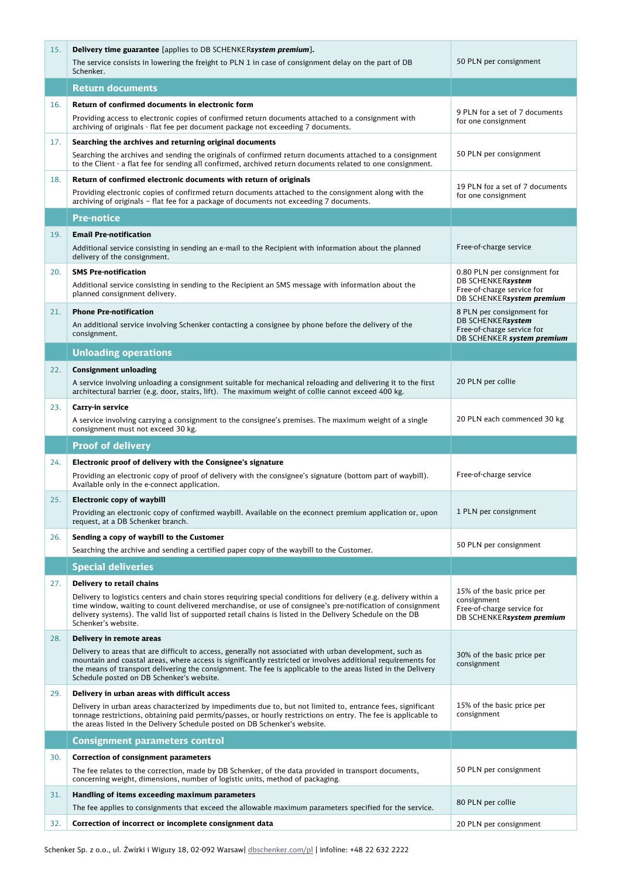| | | |
|---|---|---|
| 15. | **Delivery time guarantee** [applies to DB SCHENKER***system premium***].<br>The service consists in lowering the freight to PLN 1 in case of consignment delay on the part of DB Schenker. | 50 PLN per consignment |
| | **Return documents** | |
| 16. | **Return of confirmed documents in electronic form**<br>Providing access to electronic copies of confirmed return documents attached to a consignment with archiving of originals - flat fee per document package not exceeding 7 documents. | 9 PLN for a set of 7 documents for one consignment |
| 17. | **Searching the archives and returning original documents**<br>Searching the archives and sending the originals of confirmed return documents attached to a consignment to the Client - a flat fee for sending all confirmed, archived return documents related to one consignment. | 50 PLN per consignment |
| 18. | **Return of confirmed electronic documents with return of originals**<br>Providing electronic copies of confirmed return documents attached to the consignment along with the archiving of originals – flat fee for a package of documents not exceeding 7 documents. | 19 PLN for a set of 7 documents for one consignment |
| | **Pre-notice** | |
| 19. | **Email Pre-notification**<br>Additional service consisting in sending an e-mail to the Recipient with information about the planned delivery of the consignment. | Free-of-charge service |
| 20. | **SMS Pre-notification**<br>Additional service consisting in sending to the Recipient an SMS message with information about the planned consignment delivery. | 0.80 PLN per consignment for DB SCHENKER***system***<br>Free-of-charge service for DB SCHENKER***system premium*** |
| 21. | **Phone Pre-notification**<br>An additional service involving Schenker contacting a consignee by phone before the delivery of the consignment. | 8 PLN per consignment for DB SCHENKER***system***<br>Free-of-charge service for DB SCHENKER ***system premium*** |
| | **Unloading operations** | |
| 22. | **Consignment unloading**<br>A service involving unloading a consignment suitable for mechanical reloading and delivering it to the first architectural barrier (e.g. door, stairs, lift). The maximum weight of collie cannot exceed 400 kg. | 20 PLN per collie |
| 23. | **Carry-in service**<br>A service involving carrying a consignment to the consignee's premises. The maximum weight of a single consignment must not exceed 30 kg. | 20 PLN each commenced 30 kg |
| | **Proof of delivery** | |
| 24. | **Electronic proof of delivery with the Consignee's signature**<br>Providing an electronic copy of proof of delivery with the consignee's signature (bottom part of waybill). Available only in the e-connect application. | Free-of-charge service |
| 25. | **Electronic copy of waybill**<br>Providing an electronic copy of confirmed waybill. Available on the econnect premium application or, upon request, at a DB Schenker branch. | 1 PLN per consignment |
| 26. | **Sending a copy of waybill to the Customer**<br>Searching the archive and sending a certified paper copy of the waybill to the Customer. | 50 PLN per consignment |
| | **Special deliveries** | |
| 27. | **Delivery to retail chains**<br>Delivery to logistics centers and chain stores requiring special conditions for delivery (e.g. delivery within a time window, waiting to count delivered merchandise, or use of consignee's pre-notification of consignment delivery systems). The valid list of supported retail chains is listed in the Delivery Schedule on the DB Schenker's website. | 15% of the basic price per consignment<br>Free-of-charge service for DB SCHENKER***system premium*** |
| 28. | **Delivery in remote areas**<br>Delivery to areas that are difficult to access, generally not associated with urban development, such as mountain and coastal areas, where access is significantly restricted or involves additional requirements for the means of transport delivering the consignment. The fee is applicable to the areas listed in the Delivery Schedule posted on DB Schenker's website. | 30% of the basic price per consignment |
| 29. | **Delivery in urban areas with difficult access**<br>Delivery in urban areas characterized by impediments due to, but not limited to, entrance fees, significant tonnage restrictions, obtaining paid permits/passes, or hourly restrictions on entry. The fee is applicable to the areas listed in the Delivery Schedule posted on DB Schenker's website. | 15% of the basic price per consignment |
| | **Consignment parameters control** | |
| 30. | **Correction of consignment parameters**<br>The fee relates to the correction, made by DB Schenker, of the data provided in transport documents, concerning weight, dimensions, number of logistic units, method of packaging. | 50 PLN per consignment |
| 31. | **Handling of items exceeding maximum parameters**<br>The fee applies to consignments that exceed the allowable maximum parameters specified for the service. | 80 PLN per collie |
| 32. | **Correction of incorrect or incomplete consignment data** | 20 PLN per consignment |

Schenker Sp. z o.o., ul. Żwirki i Wigury 18, 02-092 Warsaw| dbschenker.com/pl | infoline: +48 22 632 2222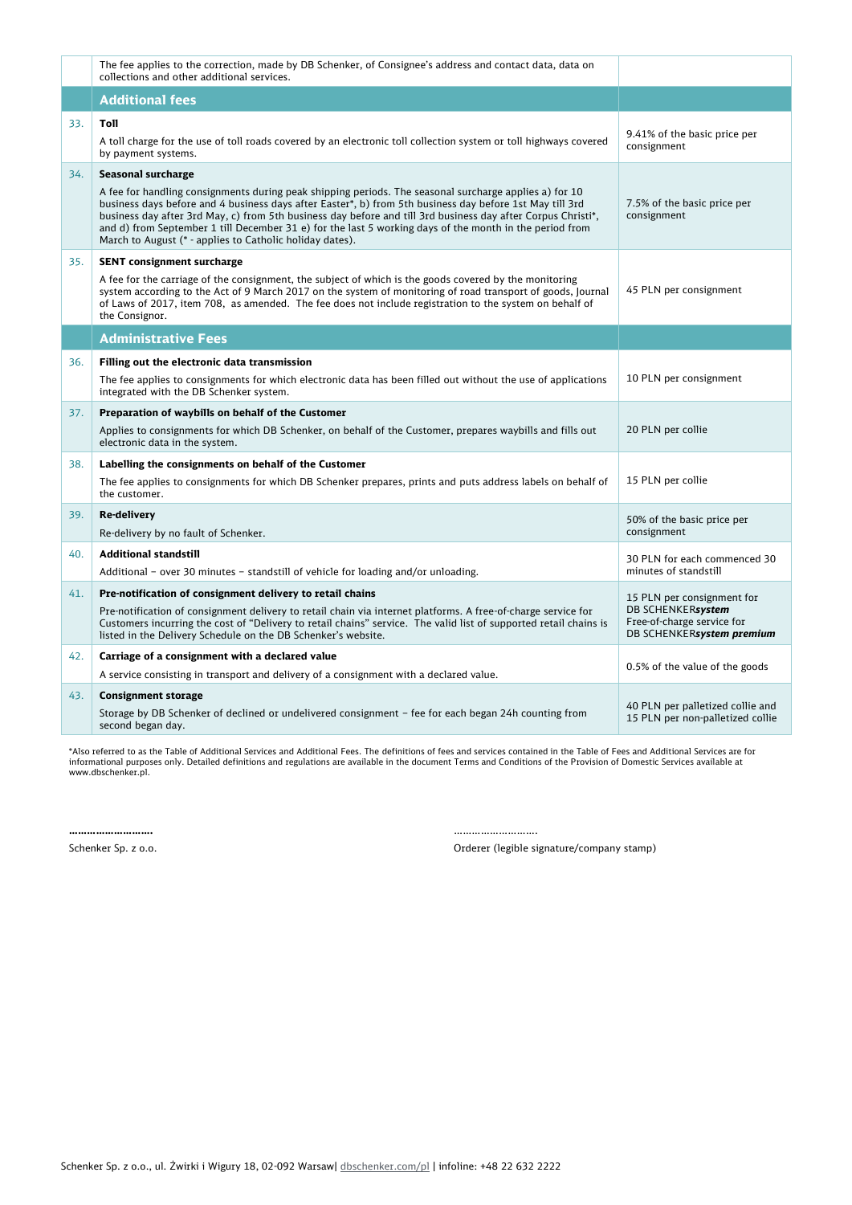| | | |
|---|---|---|
| | The fee applies to the correction, made by DB Schenker, of Consignee's address and contact data, data on collections and other additional services. | |
| | **Additional fees** | |
| 33. | **Toll**<br>A toll charge for the use of toll roads covered by an electronic toll collection system or toll highways covered by payment systems. | 9.41% of the basic price per consignment |
| 34. | **Seasonal surcharge**<br>A fee for handling consignments during peak shipping periods. The seasonal surcharge applies a) for 10 business days before and 4 business days after Easter*, b) from 5th business day before 1st May till 3rd business day after 3rd May, c) from 5th business day before and till 3rd business day after Corpus Christi*, and d) from September 1 till December 31 e) for the last 5 working days of the month in the period from March to August (* - applies to Catholic holiday dates). | 7.5% of the basic price per consignment |
| 35. | **SENT consignment surcharge**<br>A fee for the carriage of the consignment, the subject of which is the goods covered by the monitoring system according to the Act of 9 March 2017 on the system of monitoring of road transport of goods, Journal of Laws of 2017, item 708, as amended. The fee does not include registration to the system on behalf of the Consignor. | 45 PLN per consignment |
| | **Administrative Fees** | |
| 36. | **Filling out the electronic data transmission**<br>The fee applies to consignments for which electronic data has been filled out without the use of applications integrated with the DB Schenker system. | 10 PLN per consignment |
| 37. | **Preparation of waybills on behalf of the Customer**<br>Applies to consignments for which DB Schenker, on behalf of the Customer, prepares waybills and fills out electronic data in the system. | 20 PLN per collie |
| 38. | **Labelling the consignments on behalf of the Customer**<br>The fee applies to consignments for which DB Schenker prepares, prints and puts address labels on behalf of the customer. | 15 PLN per collie |
| 39. | **Re-delivery**<br>Re-delivery by no fault of Schenker. | 50% of the basic price per consignment |
| 40. | **Additional standstill**<br>Additional – over 30 minutes – standstill of vehicle for loading and/or unloading. | 30 PLN for each commenced 30 minutes of standstill |
| 41. | **Pre-notification of consignment delivery to retail chains**<br>Pre-notification of consignment delivery to retail chain via internet platforms. A free-of-charge service for Customers incurring the cost of "Delivery to retail chains" service. The valid list of supported retail chains is listed in the Delivery Schedule on the DB Schenker's website. | 15 PLN per consignment for DB SCHENKER***system***<br>Free-of-charge service for DB SCHENKER***system premium*** |
| 42. | **Carriage of a consignment with a declared value**<br>A service consisting in transport and delivery of a consignment with a declared value. | 0.5% of the value of the goods |
| 43. | **Consignment storage**<br>Storage by DB Schenker of declined or undelivered consignment – fee for each began 24h counting from second began day. | 40 PLN per palletized collie and 15 PLN per non-palletized collie |

*Also referred to as the Table of Additional Services and Additional Fees. The definitions of fees and services contained in the Table of Fees and Additional Services are for informational purposes only. Detailed definitions and regulations are available in the document Terms and Conditions of the Provision of Domestic Services available at www.dbschenker.pl.

………………………
Schenker Sp. z o.o.

………………………
Orderer (legible signature/company stamp)

Schenker Sp. z o.o., ul. Żwirki i Wigury 18, 02-092 Warsaw| dbschenker.com/pl | infoline: +48 22 632 2222